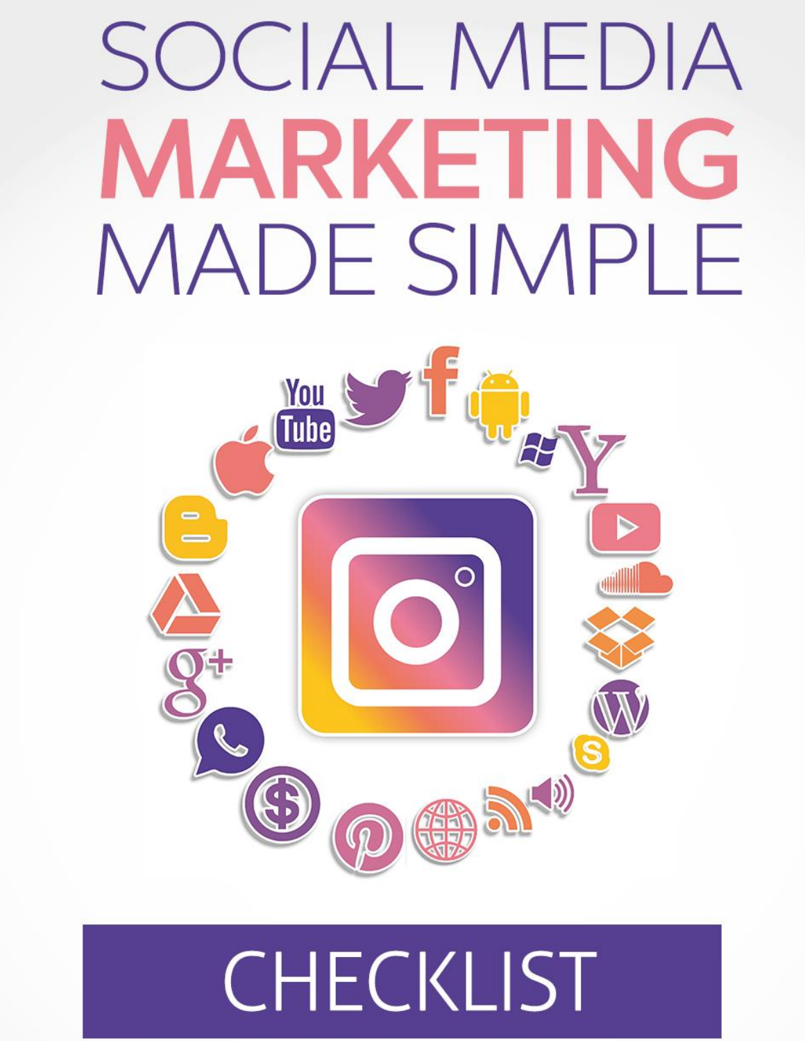# SOCIAL MEDIA MARKETING MADE SIMPLE

## CHECKLIST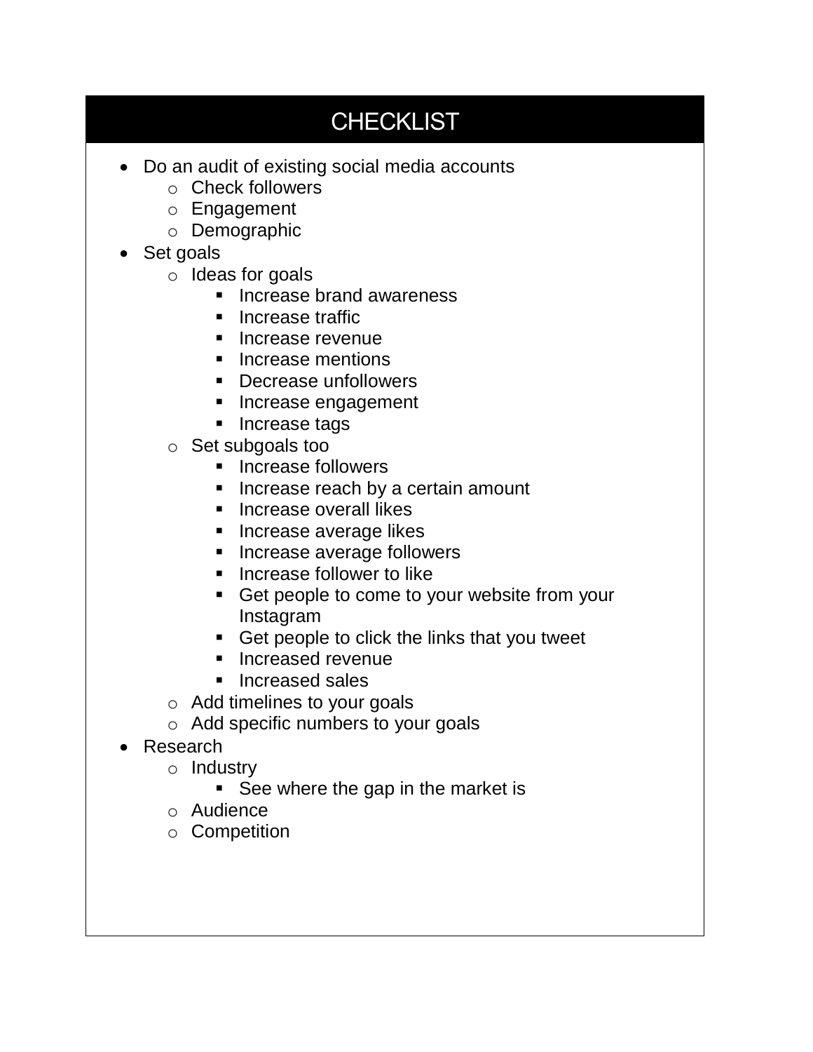## CHECKLIST

- Do an audit of existing social media accounts
  - Check followers
  - Engagement
  - Demographic
- Set goals
  - Ideas for goals
    - Increase brand awareness
    - Increase traffic
    - Increase revenue
    - Increase mentions
    - Decrease unfollowers
    - Increase engagement
    - Increase tags
  - Set subgoals too
    - Increase followers
    - Increase reach by a certain amount
    - Increase overall likes
    - Increase average likes
    - Increase average followers
    - Increase follower to like
    - Get people to come to your website from your Instagram
    - Get people to click the links that you tweet
    - Increased revenue
    - Increased sales
  - Add timelines to your goals
  - Add specific numbers to your goals
- Research
  - Industry
    - See where the gap in the market is
  - Audience
  - Competition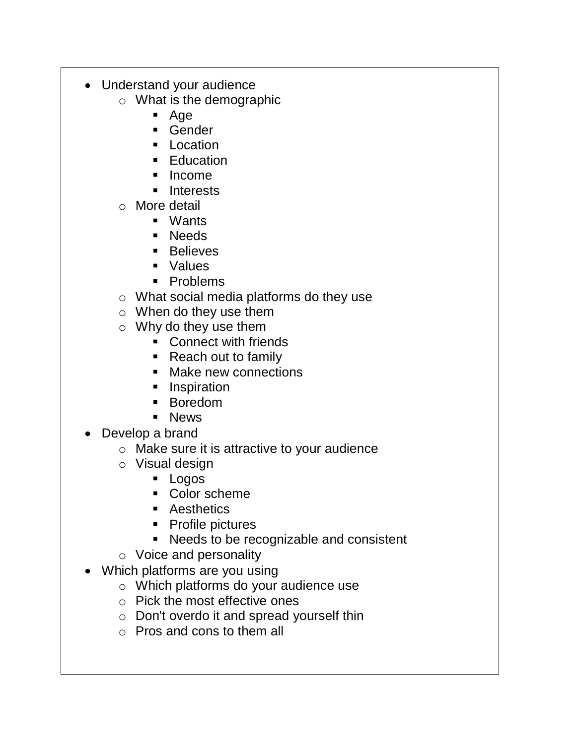- Understand your audience
    - What is the demographic
        - Age
        - Gender
        - Location
        - Education
        - Income
        - Interests
    - More detail
        - Wants
        - Needs
        - Believes
        - Values
        - Problems
    - What social media platforms do they use
    - When do they use them
    - Why do they use them
        - Connect with friends
        - Reach out to family
        - Make new connections
        - Inspiration
        - Boredom
        - News
- Develop a brand
    - Make sure it is attractive to your audience
    - Visual design
        - Logos
        - Color scheme
        - Aesthetics
        - Profile pictures
        - Needs to be recognizable and consistent
    - Voice and personality
- Which platforms are you using
    - Which platforms do your audience use
    - Pick the most effective ones
    - Don't overdo it and spread yourself thin
    - Pros and cons to them all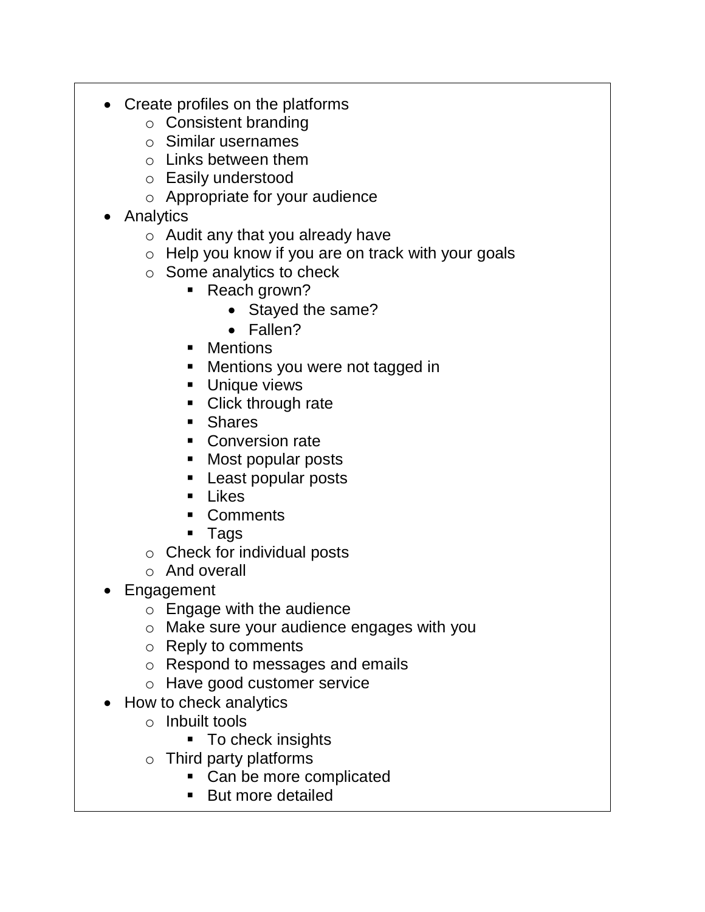- Create profiles on the platforms
  - Consistent branding
  - Similar usernames
  - Links between them
  - Easily understood
  - Appropriate for your audience
- Analytics
  - Audit any that you already have
  - Help you know if you are on track with your goals
  - Some analytics to check
    - Reach grown?
      - Stayed the same?
      - Fallen?
    - Mentions
    - Mentions you were not tagged in
    - Unique views
    - Click through rate
    - Shares
    - Conversion rate
    - Most popular posts
    - Least popular posts
    - Likes
    - Comments
    - Tags
  - Check for individual posts
  - And overall
- Engagement
  - Engage with the audience
  - Make sure your audience engages with you
  - Reply to comments
  - Respond to messages and emails
  - Have good customer service
- How to check analytics
  - Inbuilt tools
    - To check insights
  - Third party platforms
    - Can be more complicated
    - But more detailed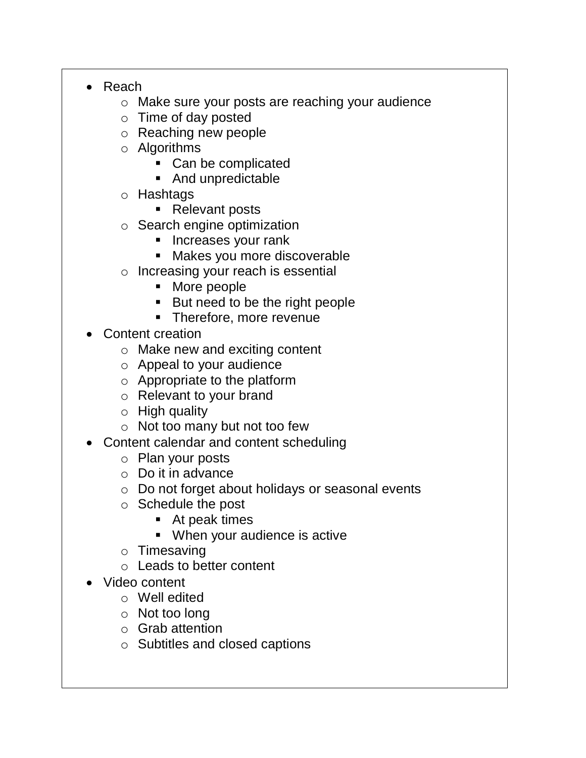- Reach
  - Make sure your posts are reaching your audience
  - Time of day posted
  - Reaching new people
  - Algorithms
    - Can be complicated
    - And unpredictable
  - Hashtags
    - Relevant posts
  - Search engine optimization
    - Increases your rank
    - Makes you more discoverable
  - Increasing your reach is essential
    - More people
    - But need to be the right people
    - Therefore, more revenue
- Content creation
  - Make new and exciting content
  - Appeal to your audience
  - Appropriate to the platform
  - Relevant to your brand
  - High quality
  - Not too many but not too few
- Content calendar and content scheduling
  - Plan your posts
  - Do it in advance
  - Do not forget about holidays or seasonal events
  - Schedule the post
    - At peak times
    - When your audience is active
  - Timesaving
  - Leads to better content
- Video content
  - Well edited
  - Not too long
  - Grab attention
  - Subtitles and closed captions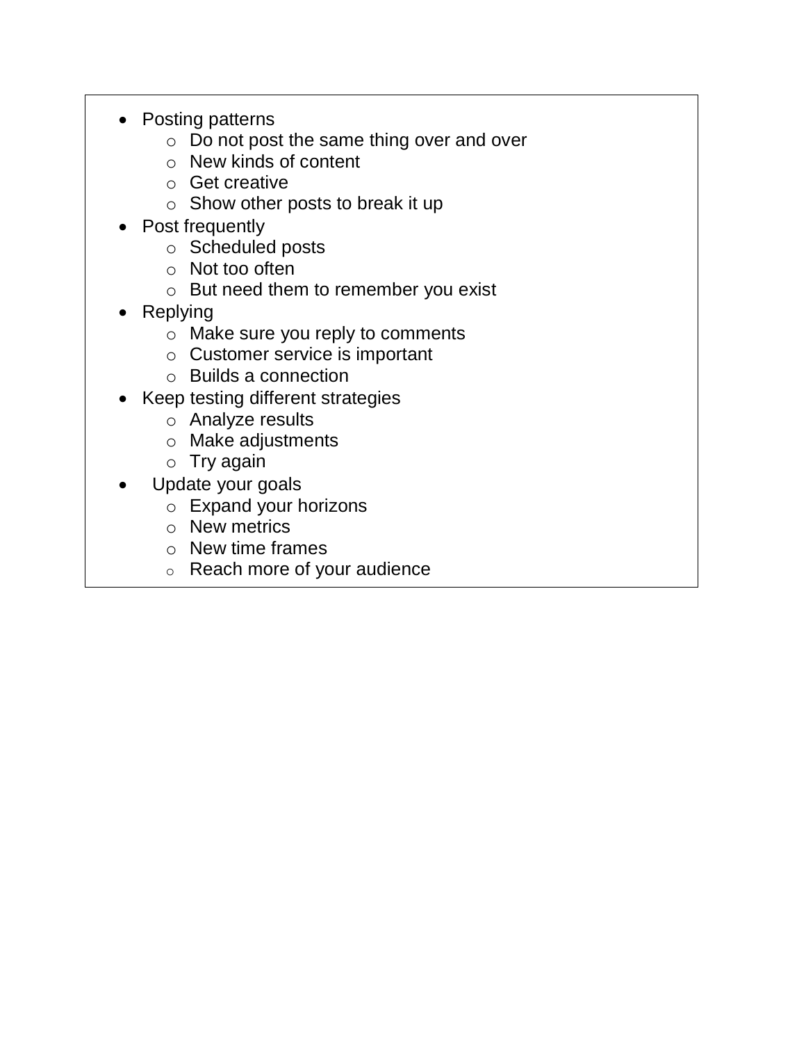- Posting patterns
  - Do not post the same thing over and over
  - New kinds of content
  - Get creative
  - Show other posts to break it up
- Post frequently
  - Scheduled posts
  - Not too often
  - But need them to remember you exist
- Replying
  - Make sure you reply to comments
  - Customer service is important
  - Builds a connection
- Keep testing different strategies
  - Analyze results
  - Make adjustments
  - Try again
- Update your goals
  - Expand your horizons
  - New metrics
  - New time frames
  - Reach more of your audience